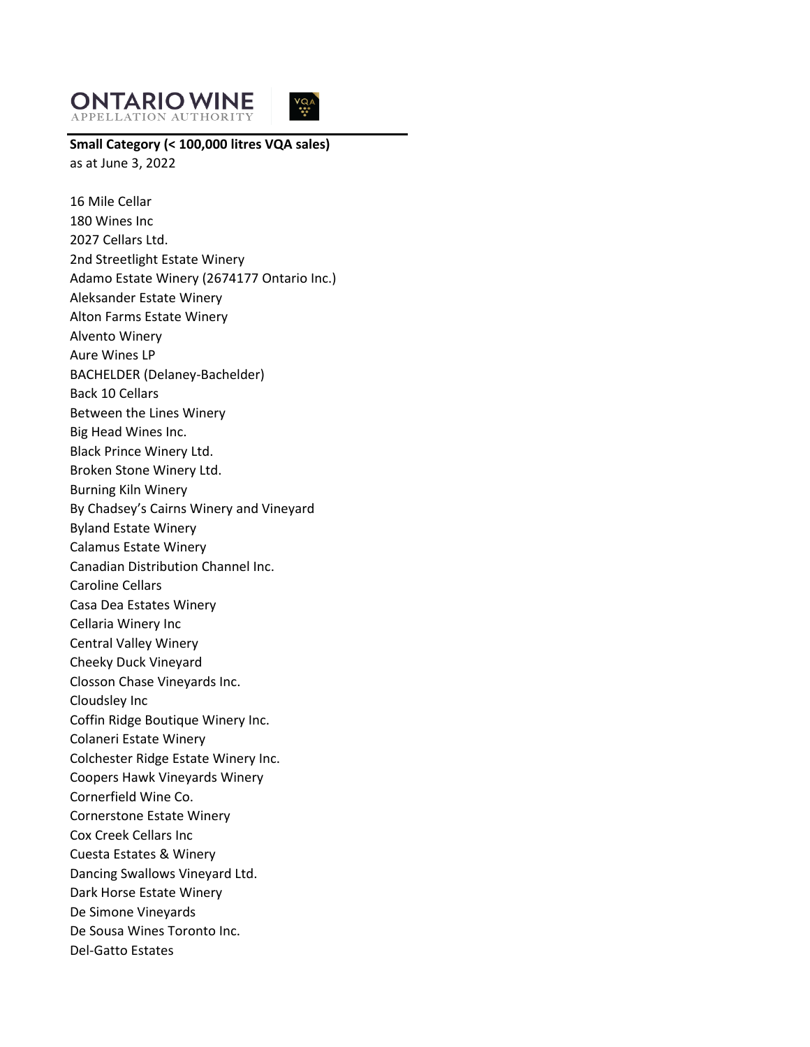ONTARIO WINE APPELLATION AUTHORITY

**Small Category (< 100,000 litres VQA sales)**
as at June 3, 2022

16 Mile Cellar
180 Wines Inc
2027 Cellars Ltd.
2nd Streetlight Estate Winery
Adamo Estate Winery (2674177 Ontario Inc.)
Aleksander Estate Winery
Alton Farms Estate Winery
Alvento Winery
Aure Wines LP
BACHELDER (Delaney-Bachelder)
Back 10 Cellars
Between the Lines Winery
Big Head Wines Inc.
Black Prince Winery Ltd.
Broken Stone Winery Ltd.
Burning Kiln Winery
By Chadsey's Cairns Winery and Vineyard
Byland Estate Winery
Calamus Estate Winery
Canadian Distribution Channel Inc.
Caroline Cellars
Casa Dea Estates Winery
Cellaria Winery Inc
Central Valley Winery
Cheeky Duck Vineyard
Closson Chase Vineyards Inc.
Cloudsley Inc
Coffin Ridge Boutique Winery Inc.
Colaneri Estate Winery
Colchester Ridge Estate Winery Inc.
Coopers Hawk Vineyards Winery
Cornerfield Wine Co.
Cornerstone Estate Winery
Cox Creek Cellars Inc
Cuesta Estates & Winery
Dancing Swallows Vineyard Ltd.
Dark Horse Estate Winery
De Simone Vineyards
De Sousa Wines Toronto Inc.
Del-Gatto Estates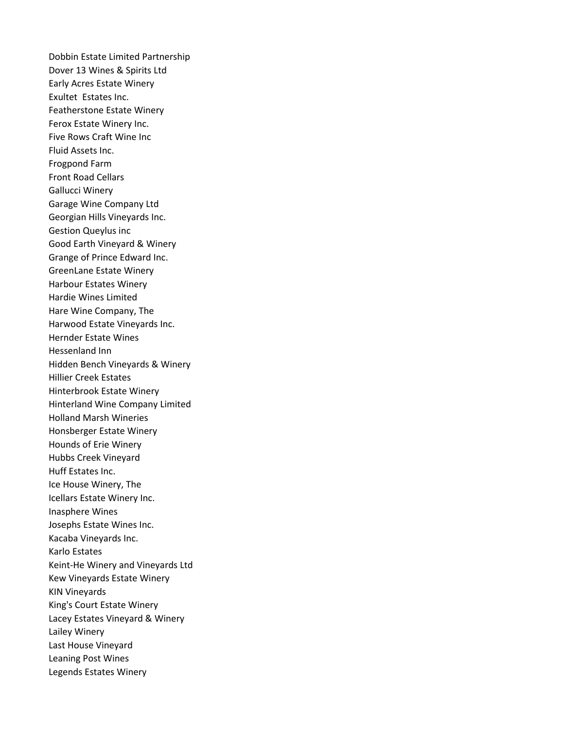Dobbin Estate Limited Partnership
Dover 13 Wines & Spirits Ltd
Early Acres Estate Winery
Exultet  Estates Inc.
Featherstone Estate Winery
Ferox Estate Winery Inc.
Five Rows Craft Wine Inc
Fluid Assets Inc.
Frogpond Farm
Front Road Cellars
Gallucci Winery
Garage Wine Company Ltd
Georgian Hills Vineyards Inc.
Gestion Queylus inc
Good Earth Vineyard & Winery
Grange of Prince Edward Inc.
GreenLane Estate Winery
Harbour Estates Winery
Hardie Wines Limited
Hare Wine Company, The
Harwood Estate Vineyards Inc.
Hernder Estate Wines
Hessenland Inn
Hidden Bench Vineyards & Winery
Hillier Creek Estates
Hinterbrook Estate Winery
Hinterland Wine Company Limited
Holland Marsh Wineries
Honsberger Estate Winery
Hounds of Erie Winery
Hubbs Creek Vineyard
Huff Estates Inc.
Ice House Winery, The
Icellars Estate Winery Inc.
Inasphere Wines
Josephs Estate Wines Inc.
Kacaba Vineyards Inc.
Karlo Estates
Keint-He Winery and Vineyards Ltd
Kew Vineyards Estate Winery
KIN Vineyards
King's Court Estate Winery
Lacey Estates Vineyard & Winery
Lailey Winery
Last House Vineyard
Leaning Post Wines
Legends Estates Winery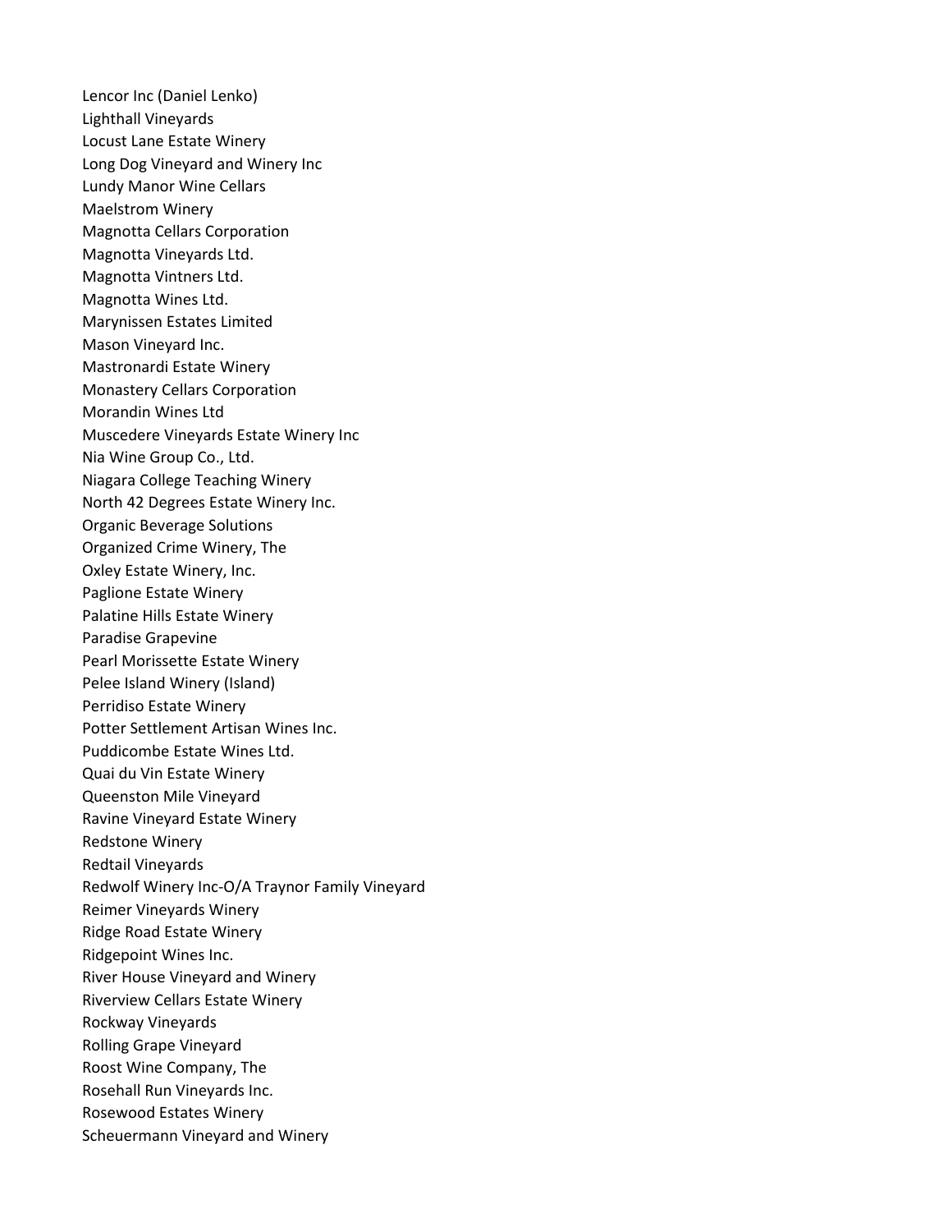Lencor Inc (Daniel Lenko)
Lighthall Vineyards
Locust Lane Estate Winery
Long Dog Vineyard and Winery Inc
Lundy Manor Wine Cellars
Maelstrom Winery
Magnotta Cellars Corporation
Magnotta Vineyards Ltd.
Magnotta Vintners Ltd.
Magnotta Wines Ltd.
Marynissen Estates Limited
Mason Vineyard Inc.
Mastronardi Estate Winery
Monastery Cellars Corporation
Morandin Wines Ltd
Muscedere Vineyards Estate Winery Inc
Nia Wine Group Co., Ltd.
Niagara College Teaching Winery
North 42 Degrees Estate Winery Inc.
Organic Beverage Solutions
Organized Crime Winery, The
Oxley Estate Winery, Inc.
Paglione Estate Winery
Palatine Hills Estate Winery
Paradise Grapevine
Pearl Morissette Estate Winery
Pelee Island Winery (Island)
Perridiso Estate Winery
Potter Settlement Artisan Wines Inc.
Puddicombe Estate Wines Ltd.
Quai du Vin Estate Winery
Queenston Mile Vineyard
Ravine Vineyard Estate Winery
Redstone Winery
Redtail Vineyards
Redwolf Winery Inc-O/A Traynor Family Vineyard
Reimer Vineyards Winery
Ridge Road Estate Winery
Ridgepoint Wines Inc.
River House Vineyard and Winery
Riverview Cellars Estate Winery
Rockway Vineyards
Rolling Grape Vineyard
Roost Wine Company, The
Rosehall Run Vineyards Inc.
Rosewood Estates Winery
Scheuermann Vineyard and Winery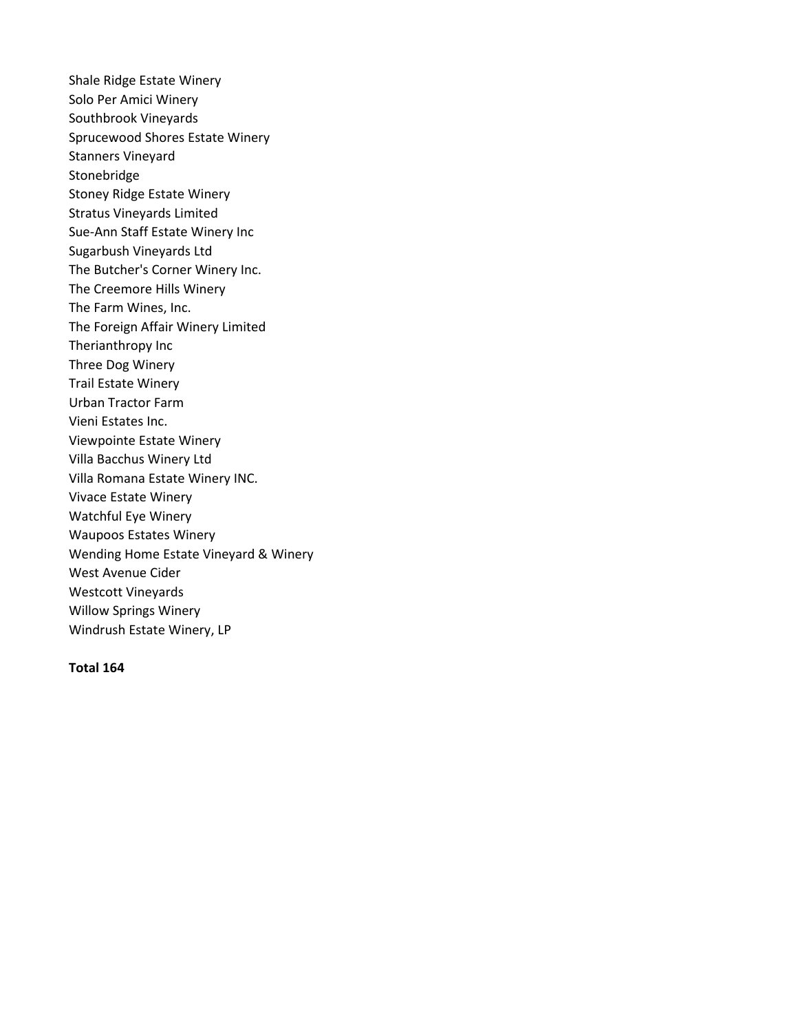Shale Ridge Estate Winery
Solo Per Amici Winery
Southbrook Vineyards
Sprucewood Shores Estate Winery
Stanners Vineyard
Stonebridge
Stoney Ridge Estate Winery
Stratus Vineyards Limited
Sue-Ann Staff Estate Winery Inc
Sugarbush Vineyards Ltd
The Butcher's Corner Winery Inc.
The Creemore Hills Winery
The Farm Wines, Inc.
The Foreign Affair Winery Limited
Therianthropy Inc
Three Dog Winery
Trail Estate Winery
Urban Tractor Farm
Vieni Estates Inc.
Viewpointe Estate Winery
Villa Bacchus Winery Ltd
Villa Romana Estate Winery INC.
Vivace Estate Winery
Watchful Eye Winery
Waupoos Estates Winery
Wending Home Estate Vineyard & Winery
West Avenue Cider
Westcott Vineyards
Willow Springs Winery
Windrush Estate Winery, LP

**Total 164**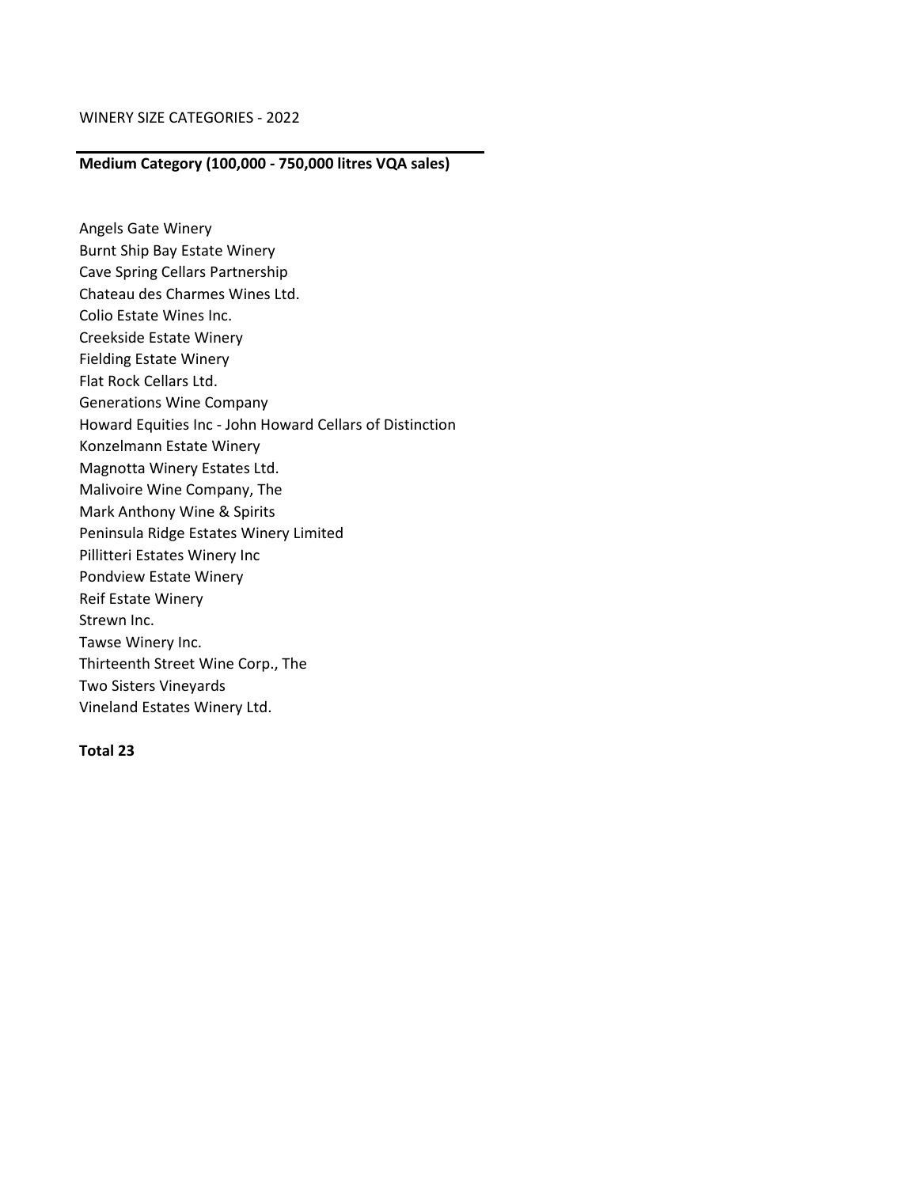WINERY SIZE CATEGORIES - 2022

**Medium Category (100,000 - 750,000 litres VQA sales)**

Angels Gate Winery
Burnt Ship Bay Estate Winery
Cave Spring Cellars Partnership
Chateau des Charmes Wines Ltd.
Colio Estate Wines Inc.
Creekside Estate Winery
Fielding Estate Winery
Flat Rock Cellars Ltd.
Generations Wine Company
Howard Equities Inc - John Howard Cellars of Distinction
Konzelmann Estate Winery
Magnotta Winery Estates Ltd.
Malivoire Wine Company, The
Mark Anthony Wine & Spirits
Peninsula Ridge Estates Winery Limited
Pillitteri Estates Winery Inc
Pondview Estate Winery
Reif Estate Winery
Strewn Inc.
Tawse Winery Inc.
Thirteenth Street Wine Corp., The
Two Sisters Vineyards
Vineland Estates Winery Ltd.

**Total 23**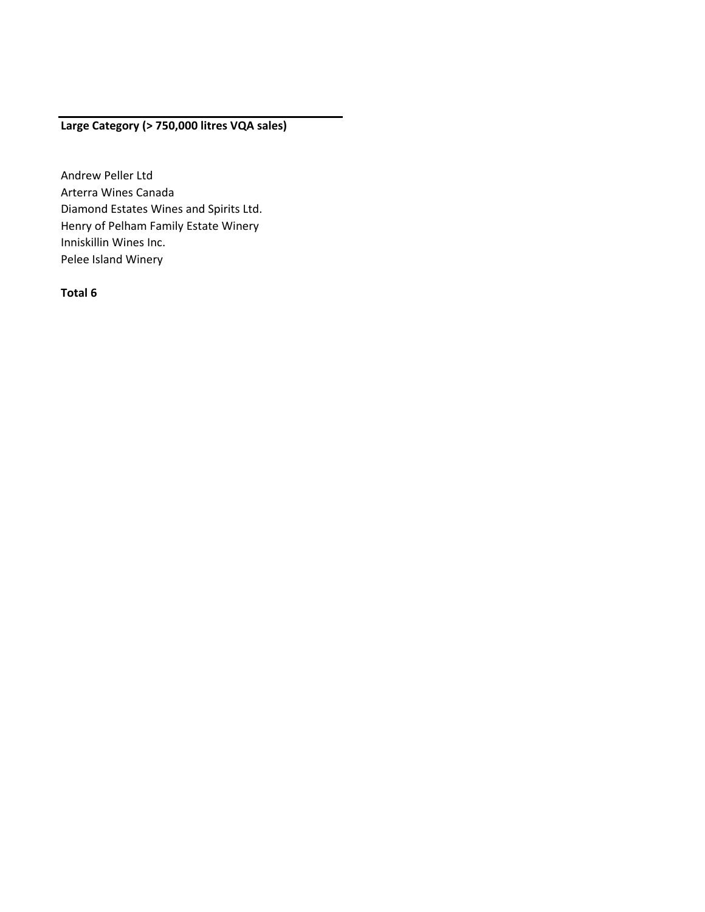**Large Category (> 750,000 litres VQA sales)**

Andrew Peller Ltd
Arterra Wines Canada
Diamond Estates Wines and Spirits Ltd.
Henry of Pelham Family Estate Winery
Inniskillin Wines Inc.
Pelee Island Winery

**Total 6**